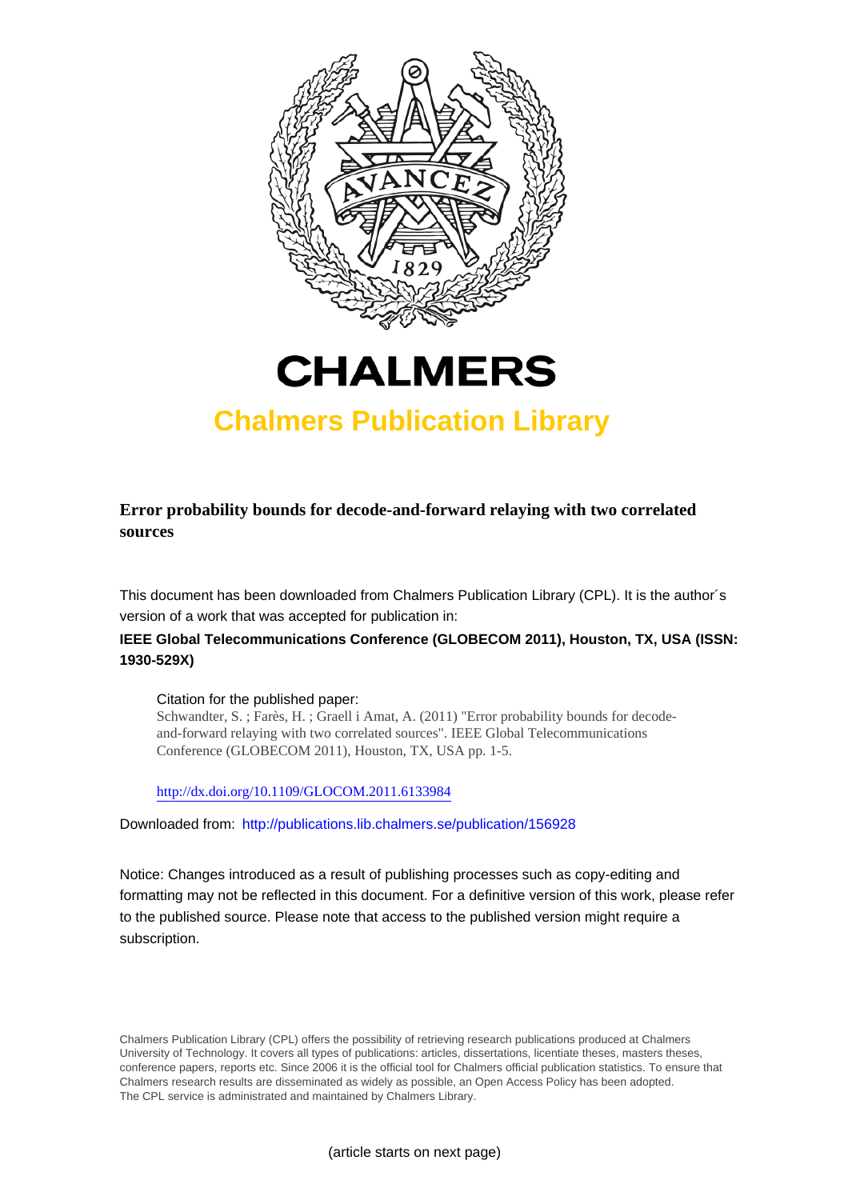# CHALMERS

## Chalmers Publication Library

**Error probability bounds for decode-and-forward relaying with two correlated sources**

This document has been downloaded from Chalmers Publication Library (CPL). It is the author´s version of a work that was accepted for publication in:

**IEEE Global Telecommunications Conference (GLOBECOM 2011), Houston, TX, USA (ISSN: 1930-529X)**

Citation for the published paper:
Schwandter, S. ; Farès, H. ; Graell i Amat, A. (2011) "Error probability bounds for decode-and-forward relaying with two correlated sources". IEEE Global Telecommunications Conference (GLOBECOM 2011), Houston, TX, USA pp. 1-5.

http://dx.doi.org/10.1109/GLOCOM.2011.6133984

Downloaded from: http://publications.lib.chalmers.se/publication/156928

Notice: Changes introduced as a result of publishing processes such as copy-editing and formatting may not be reflected in this document. For a definitive version of this work, please refer to the published source. Please note that access to the published version might require a subscription.

Chalmers Publication Library (CPL) offers the possibility of retrieving research publications produced at Chalmers University of Technology. It covers all types of publications: articles, dissertations, licentiate theses, masters theses, conference papers, reports etc. Since 2006 it is the official tool for Chalmers official publication statistics. To ensure that Chalmers research results are disseminated as widely as possible, an Open Access Policy has been adopted. The CPL service is administrated and maintained by Chalmers Library.

(article starts on next page)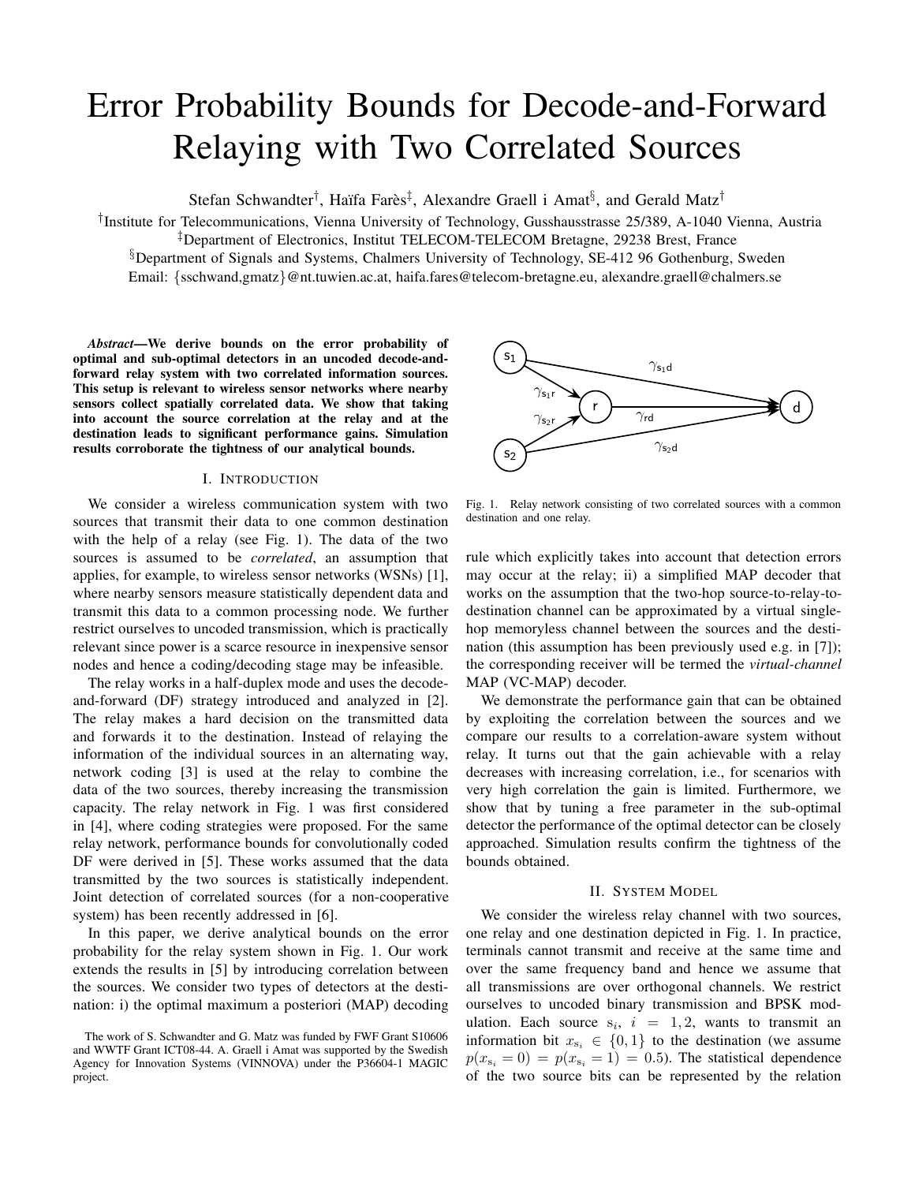# Error Probability Bounds for Decode-and-Forward Relaying with Two Correlated Sources

Stefan Schwandter[†], Haïfa Farès[‡], Alexandre Graell i Amat[§], and Gerald Matz[†]

[†]Institute for Telecommunications, Vienna University of Technology, Gusshausstrasse 25/389, A-1040 Vienna, Austria

[‡]Department of Electronics, Institut TELECOM-TELECOM Bretagne, 29238 Brest, France

[§]Department of Signals and Systems, Chalmers University of Technology, SE-412 96 Gothenburg, Sweden

Email: {sschwand,gmatz}@nt.tuwien.ac.at, haifa.fares@telecom-bretagne.eu, alexandre.graell@chalmers.se

***Abstract*—We derive bounds on the error probability of optimal and sub-optimal detectors in an uncoded decode-and-forward relay system with two correlated information sources. This setup is relevant to wireless sensor networks where nearby sensors collect spatially correlated data. We show that taking into account the source correlation at the relay and at the destination leads to significant performance gains. Simulation results corroborate the tightness of our analytical bounds.**

## I. Introduction

We consider a wireless communication system with two sources that transmit their data to one common destination with the help of a relay (see Fig. 1). The data of the two sources is assumed to be *correlated*, an assumption that applies, for example, to wireless sensor networks (WSNs) [1], where nearby sensors measure statistically dependent data and transmit this data to a common processing node. We further restrict ourselves to uncoded transmission, which is practically relevant since power is a scarce resource in inexpensive sensor nodes and hence a coding/decoding stage may be infeasible.

The relay works in a half-duplex mode and uses the decode-and-forward (DF) strategy introduced and analyzed in [2]. The relay makes a hard decision on the transmitted data and forwards it to the destination. Instead of relaying the information of the individual sources in an alternating way, network coding [3] is used at the relay to combine the data of the two sources, thereby increasing the transmission capacity. The relay network in Fig. 1 was first considered in [4], where coding strategies were proposed. For the same relay network, performance bounds for convolutionally coded DF were derived in [5]. These works assumed that the data transmitted by the two sources is statistically independent. Joint detection of correlated sources (for a non-cooperative system) has been recently addressed in [6].

In this paper, we derive analytical bounds on the error probability for the relay system shown in Fig. 1. Our work extends the results in [5] by introducing correlation between the sources. We consider two types of detectors at the destination: i) the optimal maximum a posteriori (MAP) decoding rule which explicitly takes into account that detection errors may occur at the relay; ii) a simplified MAP decoder that works on the assumption that the two-hop source-to-relay-to-destination channel can be approximated by a virtual single-hop memoryless channel between the sources and the destination (this assumption has been previously used e.g. in [7]); the corresponding receiver will be termed the *virtual-channel* MAP (VC-MAP) decoder.

We demonstrate the performance gain that can be obtained by exploiting the correlation between the sources and we compare our results to a correlation-aware system without relay. It turns out that the gain achievable with a relay decreases with increasing correlation, i.e., for scenarios with very high correlation the gain is limited. Furthermore, we show that by tuning a free parameter in the sub-optimal detector the performance of the optimal detector can be closely approached. Simulation results confirm the tightness of the bounds obtained.

Fig. 1. Relay network consisting of two correlated sources with a common destination and one relay.

## II. System Model

We consider the wireless relay channel with two sources, one relay and one destination depicted in Fig. 1. In practice, terminals cannot transmit and receive at the same time and over the same frequency band and hence we assume that all transmissions are over orthogonal channels. We restrict ourselves to uncoded binary transmission and BPSK modulation. Each source $\mathrm{s}_i$, $i = 1, 2$, wants to transmit an information bit $x_{\mathrm{s}_i} \in \{0, 1\}$ to the destination (we assume $p(x_{\mathrm{s}_i} = 0) = p(x_{\mathrm{s}_i} = 1) = 0.5$). The statistical dependence of the two source bits can be represented by the relation

The work of S. Schwandter and G. Matz was funded by FWF Grant S10606 and WWTF Grant ICT08-44. A. Graell i Amat was supported by the Swedish Agency for Innovation Systems (VINNOVA) under the P36604-1 MAGIC project.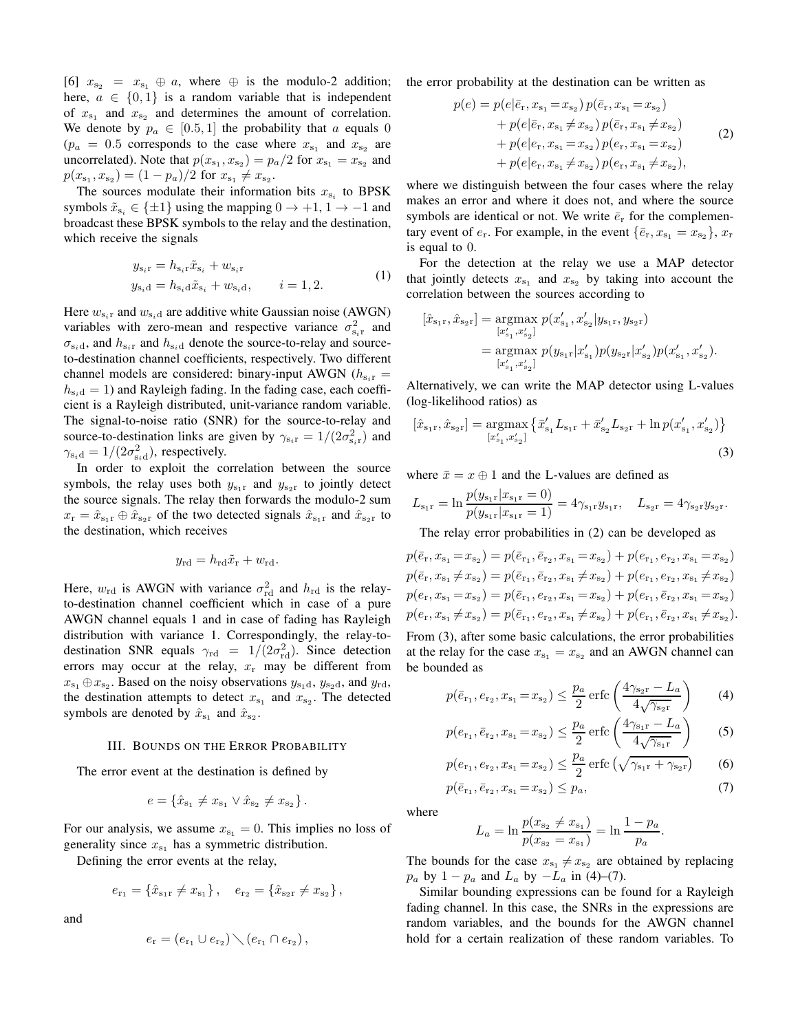[6] $x_{\mathrm{s}_2} = x_{\mathrm{s}_1} \oplus a$, where $\oplus$ is the modulo-2 addition; here, $a \in \{0,1\}$ is a random variable that is independent of $x_{\mathrm{s}_1}$ and $x_{\mathrm{s}_2}$ and determines the amount of correlation. We denote by $p_a \in [0.5, 1]$ the probability that $a$ equals 0 ($p_a = 0.5$ corresponds to the case where $x_{\mathrm{s}_1}$ and $x_{\mathrm{s}_2}$ are uncorrelated). Note that $p(x_{\mathrm{s}_1}, x_{\mathrm{s}_2}) = p_a/2$ for $x_{\mathrm{s}_1} = x_{\mathrm{s}_2}$ and $p(x_{\mathrm{s}_1}, x_{\mathrm{s}_2}) = (1-p_a)/2$ for $x_{\mathrm{s}_1} \neq x_{\mathrm{s}_2}$.

The sources modulate their information bits $x_{\mathrm{s}_i}$ to BPSK symbols $\tilde{x}_{\mathrm{s}_i} \in \{\pm 1\}$ using the mapping $0 \to +1, 1 \to -1$ and broadcast these BPSK symbols to the relay and the destination, which receive the signals

$$
\begin{aligned}
y_{\mathrm{s}_i\mathrm{r}} &= h_{\mathrm{s}_i\mathrm{r}}\tilde{x}_{\mathrm{s}_i} + w_{\mathrm{s}_i\mathrm{r}} \\
y_{\mathrm{s}_i\mathrm{d}} &= h_{\mathrm{s}_i\mathrm{d}}\tilde{x}_{\mathrm{s}_i} + w_{\mathrm{s}_i\mathrm{d}}, \qquad i = 1, 2.
\end{aligned} \tag{1}
$$

Here $w_{\mathrm{s}_i\mathrm{r}}$ and $w_{\mathrm{s}_i\mathrm{d}}$ are additive white Gaussian noise (AWGN) variables with zero-mean and respective variance $\sigma^2_{\mathrm{s}_i\mathrm{r}}$ and $\sigma_{\mathrm{s}_i\mathrm{d}}$, and $h_{\mathrm{s}_i\mathrm{r}}$ and $h_{\mathrm{s}_i\mathrm{d}}$ denote the source-to-relay and source-to-destination channel coefficients, respectively. Two different channel models are considered: binary-input AWGN ($h_{\mathrm{s}_i\mathrm{r}} = h_{\mathrm{s}_i\mathrm{d}} = 1$) and Rayleigh fading. In the fading case, each coefficient is a Rayleigh distributed, unit-variance random variable. The signal-to-noise ratio (SNR) for the source-to-relay and source-to-destination links are given by $\gamma_{\mathrm{s}_i\mathrm{r}} = 1/(2\sigma^2_{\mathrm{s}_i\mathrm{r}})$ and $\gamma_{\mathrm{s}_i\mathrm{d}} = 1/(2\sigma^2_{\mathrm{s}_i\mathrm{d}})$, respectively.

In order to exploit the correlation between the source symbols, the relay uses both $y_{\mathrm{s}_1\mathrm{r}}$ and $y_{\mathrm{s}_2\mathrm{r}}$ to jointly detect the source signals. The relay then forwards the modulo-2 sum $x_\mathrm{r} = \hat{x}_{\mathrm{s}_1\mathrm{r}} \oplus \hat{x}_{\mathrm{s}_2\mathrm{r}}$ of the two detected signals $\hat{x}_{\mathrm{s}_1\mathrm{r}}$ and $\hat{x}_{\mathrm{s}_2\mathrm{r}}$ to the destination, which receives

$$
y_{\mathrm{rd}} = h_{\mathrm{rd}}\tilde{x}_\mathrm{r} + w_{\mathrm{rd}}.
$$

Here, $w_{\mathrm{rd}}$ is AWGN with variance $\sigma^2_{\mathrm{rd}}$ and $h_{\mathrm{rd}}$ is the relay-to-destination channel coefficient which in case of a pure AWGN channel equals 1 and in case of fading has Rayleigh distribution with variance 1. Correspondingly, the relay-to-destination SNR equals $\gamma_{\mathrm{rd}} = 1/(2\sigma^2_{\mathrm{rd}})$. Since detection errors may occur at the relay, $x_\mathrm{r}$ may be different from $x_{\mathrm{s}_1} \oplus x_{\mathrm{s}_2}$. Based on the noisy observations $y_{\mathrm{s}_1\mathrm{d}}$, $y_{\mathrm{s}_2\mathrm{d}}$, and $y_{\mathrm{rd}}$, the destination attempts to detect $x_{\mathrm{s}_1}$ and $x_{\mathrm{s}_2}$. The detected symbols are denoted by $\hat{x}_{\mathrm{s}_1}$ and $\hat{x}_{\mathrm{s}_2}$.

## III. Bounds on the Error Probability

The error event at the destination is defined by

$$
e = \{\hat{x}_{\mathrm{s}_1} \neq x_{\mathrm{s}_1} \vee \hat{x}_{\mathrm{s}_2} \neq x_{\mathrm{s}_2}\}.
$$

For our analysis, we assume $x_{\mathrm{s}_1} = 0$. This implies no loss of generality since $x_{\mathrm{s}_1}$ has a symmetric distribution.

Defining the error events at the relay,

$$
e_{\mathrm{r}_1} = \{\hat{x}_{\mathrm{s}_1\mathrm{r}} \neq x_{\mathrm{s}_1}\}, \quad e_{\mathrm{r}_2} = \{\hat{x}_{\mathrm{s}_2\mathrm{r}} \neq x_{\mathrm{s}_2}\},
$$

and

$$
e_\mathrm{r} = (e_{\mathrm{r}_1} \cup e_{\mathrm{r}_2}) \setminus (e_{\mathrm{r}_1} \cap e_{\mathrm{r}_2}),
$$

the error probability at the destination can be written as

$$
\begin{aligned}
p(e) = {} & p(e|\bar{e}_\mathrm{r}, x_{\mathrm{s}_1} = x_{\mathrm{s}_2})\, p(\bar{e}_\mathrm{r}, x_{\mathrm{s}_1} = x_{\mathrm{s}_2}) \\
& + p(e|\bar{e}_\mathrm{r}, x_{\mathrm{s}_1} \neq x_{\mathrm{s}_2})\, p(\bar{e}_\mathrm{r}, x_{\mathrm{s}_1} \neq x_{\mathrm{s}_2}) \\
& + p(e|e_\mathrm{r}, x_{\mathrm{s}_1} = x_{\mathrm{s}_2})\, p(e_\mathrm{r}, x_{\mathrm{s}_1} = x_{\mathrm{s}_2}) \\
& + p(e|e_\mathrm{r}, x_{\mathrm{s}_1} \neq x_{\mathrm{s}_2})\, p(e_\mathrm{r}, x_{\mathrm{s}_1} \neq x_{\mathrm{s}_2}),
\end{aligned} \tag{2}
$$

where we distinguish between the four cases where the relay makes an error and where it does not, and where the source symbols are identical or not. We write $\bar{e}_\mathrm{r}$ for the complementary event of $e_\mathrm{r}$. For example, in the event $\{\bar{e}_\mathrm{r}, x_{\mathrm{s}_1} = x_{\mathrm{s}_2}\}$, $x_\mathrm{r}$ is equal to 0.

For the detection at the relay we use a MAP detector that jointly detects $x_{\mathrm{s}_1}$ and $x_{\mathrm{s}_2}$ by taking into account the correlation between the sources according to

$$
\begin{aligned}
[\hat{x}_{\mathrm{s}_1\mathrm{r}}, \hat{x}_{\mathrm{s}_2\mathrm{r}}] &= \underset{[x'_{\mathrm{s}_1}, x'_{\mathrm{s}_2}]}{\operatorname{argmax}}\; p(x'_{\mathrm{s}_1}, x'_{\mathrm{s}_2} | y_{\mathrm{s}_1\mathrm{r}}, y_{\mathrm{s}_2\mathrm{r}}) \\
&= \underset{[x'_{\mathrm{s}_1}, x'_{\mathrm{s}_2}]}{\operatorname{argmax}}\; p(y_{\mathrm{s}_1\mathrm{r}}|x'_{\mathrm{s}_1}) p(y_{\mathrm{s}_2\mathrm{r}}|x'_{\mathrm{s}_2}) p(x'_{\mathrm{s}_1}, x'_{\mathrm{s}_2}).
\end{aligned}
$$

Alternatively, we can write the MAP detector using L-values (log-likelihood ratios) as

$$
[\hat{x}_{\mathrm{s}_1\mathrm{r}}, \hat{x}_{\mathrm{s}_2\mathrm{r}}] = \underset{[x'_{\mathrm{s}_1}, x'_{\mathrm{s}_2}]}{\operatorname{argmax}} \left\{ \bar{x}'_{\mathrm{s}_1} L_{\mathrm{s}_1\mathrm{r}} + \bar{x}'_{\mathrm{s}_2} L_{\mathrm{s}_2\mathrm{r}} + \ln p(x'_{\mathrm{s}_1}, x'_{\mathrm{s}_2}) \right\} \tag{3}
$$

where $\bar{x} = x \oplus 1$ and the L-values are defined as

$$
L_{\mathrm{s}_1\mathrm{r}} = \ln \frac{p(y_{\mathrm{s}_1\mathrm{r}}|x_{\mathrm{s}_1\mathrm{r}} = 0)}{p(y_{\mathrm{s}_1\mathrm{r}}|x_{\mathrm{s}_1\mathrm{r}} = 1)} = 4\gamma_{\mathrm{s}_1\mathrm{r}} y_{\mathrm{s}_1\mathrm{r}}, \quad L_{\mathrm{s}_2\mathrm{r}} = 4\gamma_{\mathrm{s}_2\mathrm{r}} y_{\mathrm{s}_2\mathrm{r}}.
$$

The relay error probabilities in (2) can be developed as

$$
\begin{aligned}
p(\bar{e}_\mathrm{r}, x_{\mathrm{s}_1} = x_{\mathrm{s}_2}) &= p(\bar{e}_{\mathrm{r}_1}, \bar{e}_{\mathrm{r}_2}, x_{\mathrm{s}_1} = x_{\mathrm{s}_2}) + p(e_{\mathrm{r}_1}, e_{\mathrm{r}_2}, x_{\mathrm{s}_1} = x_{\mathrm{s}_2}) \\
p(\bar{e}_\mathrm{r}, x_{\mathrm{s}_1} \neq x_{\mathrm{s}_2}) &= p(\bar{e}_{\mathrm{r}_1}, \bar{e}_{\mathrm{r}_2}, x_{\mathrm{s}_1} \neq x_{\mathrm{s}_2}) + p(e_{\mathrm{r}_1}, e_{\mathrm{r}_2}, x_{\mathrm{s}_1} \neq x_{\mathrm{s}_2}) \\
p(e_\mathrm{r}, x_{\mathrm{s}_1} = x_{\mathrm{s}_2}) &= p(\bar{e}_{\mathrm{r}_1}, e_{\mathrm{r}_2}, x_{\mathrm{s}_1} = x_{\mathrm{s}_2}) + p(e_{\mathrm{r}_1}, \bar{e}_{\mathrm{r}_2}, x_{\mathrm{s}_1} = x_{\mathrm{s}_2}) \\
p(e_\mathrm{r}, x_{\mathrm{s}_1} \neq x_{\mathrm{s}_2}) &= p(\bar{e}_{\mathrm{r}_1}, e_{\mathrm{r}_2}, x_{\mathrm{s}_1} \neq x_{\mathrm{s}_2}) + p(e_{\mathrm{r}_1}, \bar{e}_{\mathrm{r}_2}, x_{\mathrm{s}_1} \neq x_{\mathrm{s}_2}).
\end{aligned}
$$

From (3), after some basic calculations, the error probabilities at the relay for the case $x_{\mathrm{s}_1} = x_{\mathrm{s}_2}$ and an AWGN channel can be bounded as

$$
p(\bar{e}_{\mathrm{r}_1}, e_{\mathrm{r}_2}, x_{\mathrm{s}_1} = x_{\mathrm{s}_2}) \leq \frac{p_a}{2} \operatorname{erfc}\left( \frac{4\gamma_{\mathrm{s}_2\mathrm{r}} - L_a}{4\sqrt{\gamma_{\mathrm{s}_2\mathrm{r}}}} \right) \tag{4}
$$

$$
p(e_{\mathrm{r}_1}, \bar{e}_{\mathrm{r}_2}, x_{\mathrm{s}_1} = x_{\mathrm{s}_2}) \leq \frac{p_a}{2} \operatorname{erfc}\left( \frac{4\gamma_{\mathrm{s}_1\mathrm{r}} - L_a}{4\sqrt{\gamma_{\mathrm{s}_1\mathrm{r}}}} \right) \tag{5}
$$

$$
p(e_{\mathrm{r}_1}, e_{\mathrm{r}_2}, x_{\mathrm{s}_1} = x_{\mathrm{s}_2}) \leq \frac{p_a}{2} \operatorname{erfc}\left( \sqrt{\gamma_{\mathrm{s}_1\mathrm{r}} + \gamma_{\mathrm{s}_2\mathrm{r}}} \right) \tag{6}
$$

$$
p(\bar{e}_{\mathrm{r}_1}, \bar{e}_{\mathrm{r}_2}, x_{\mathrm{s}_1} = x_{\mathrm{s}_2}) \leq p_a, \tag{7}
$$

where

$$
L_a = \ln \frac{p(x_{\mathrm{s}_2} \neq x_{\mathrm{s}_1})}{p(x_{\mathrm{s}_2} = x_{\mathrm{s}_1})} = \ln \frac{1 - p_a}{p_a}.
$$

The bounds for the case $x_{\mathrm{s}_1} \neq x_{\mathrm{s}_2}$ are obtained by replacing $p_a$ by $1 - p_a$ and $L_a$ by $-L_a$ in (4)–(7).

Similar bounding expressions can be found for a Rayleigh fading channel. In this case, the SNRs in the expressions are random variables, and the bounds for the AWGN channel hold for a certain realization of these random variables. To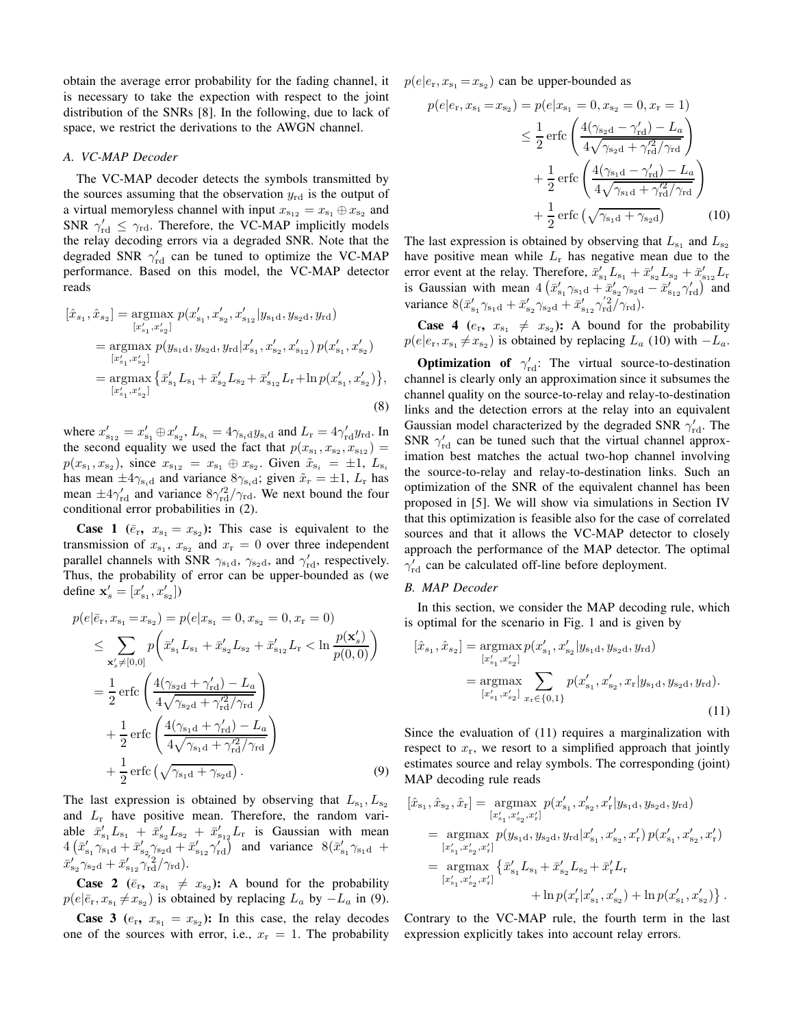obtain the average error probability for the fading channel, it is necessary to take the expection with respect to the joint distribution of the SNRs [8]. In the following, due to lack of space, we restrict the derivations to the AWGN channel.

### A. VC-MAP Decoder

The VC-MAP decoder detects the symbols transmitted by the sources assuming that the observation $y_{\rm rd}$ is the output of a virtual memoryless channel with input $x_{\rm s_{12}} = x_{\rm s_1} \oplus x_{\rm s_2}$ and SNR $\gamma'_{\rm rd} \leq \gamma_{\rm rd}$. Therefore, the VC-MAP implicitly models the relay decoding errors via a degraded SNR. Note that the degraded SNR $\gamma'_{\rm rd}$ can be tuned to optimize the VC-MAP performance. Based on this model, the VC-MAP detector reads

$$
\begin{aligned}
[\hat{x}_{\rm s_1}, \hat{x}_{\rm s_2}] &= \underset{[x'_{\rm s_1}, x'_{\rm s_2}]}{\operatorname{argmax}}\, p(x'_{\rm s_1}, x'_{\rm s_2}, x'_{\rm s_{12}} | y_{\rm s_1 d}, y_{\rm s_2 d}, y_{\rm rd}) \\
&= \underset{[x'_{\rm s_1}, x'_{\rm s_2}]}{\operatorname{argmax}}\, p(y_{\rm s_1 d}, y_{\rm s_2 d}, y_{\rm rd} | x'_{\rm s_1}, x'_{\rm s_2}, x'_{\rm s_{12}})\, p(x'_{\rm s_1}, x'_{\rm s_2}) \\
&= \underset{[x'_{\rm s_1}, x'_{\rm s_2}]}{\operatorname{argmax}} \left\{ \bar{x}'_{\rm s_1} L_{\rm s_1} + \bar{x}'_{\rm s_2} L_{\rm s_2} + \bar{x}'_{\rm s_{12}} L_{\rm r} + \ln p(x'_{\rm s_1}, x'_{\rm s_2}) \right\},
\end{aligned} \tag{8}
$$

where $x'_{\rm s_{12}} = x'_{\rm s_1} \oplus x'_{\rm s_2}$, $L_{\rm s_i} = 4\gamma_{\rm s_i d} y_{\rm s_i d}$ and $L_{\rm r} = 4\gamma'_{\rm rd} y_{\rm rd}$. In the second equality we used the fact that $p(x_{\rm s_1}, x_{\rm s_2}, x_{\rm s_{12}}) = p(x_{\rm s_1}, x_{\rm s_2})$, since $x_{\rm s_{12}} = x_{\rm s_1} \oplus x_{\rm s_2}$. Given $\tilde{x}_{\rm s_i} = \pm 1$, $L_{\rm s_i}$ has mean $\pm 4\gamma_{\rm s_i d}$ and variance $8\gamma_{\rm s_i d}$; given $\tilde{x}_r = \pm 1$, $L_{\rm r}$ has mean $\pm 4\gamma'_{\rm rd}$ and variance $8\gamma'^2_{\rm rd}/\gamma_{\rm rd}$. We next bound the four conditional error probabilities in (2).

**Case 1 ($\bar{e}_{\rm r}$, $x_{\rm s_1} = x_{\rm s_2}$):** This case is equivalent to the transmission of $x_{\rm s_1}$, $x_{\rm s_2}$ and $x_{\rm r} = 0$ over three independent parallel channels with SNR $\gamma_{\rm s_1 d}$, $\gamma_{\rm s_2 d}$, and $\gamma'_{\rm rd}$, respectively. Thus, the probability of error can be upper-bounded as (we define $\mathbf{x}'_s = [x'_{\rm s_1}, x'_{\rm s_2}]$)

$$
\begin{aligned}
p(e|\bar{e}_{\rm r}, x_{\rm s_1} = x_{\rm s_2}) &= p(e|x_{\rm s_1} = 0, x_{\rm s_2} = 0, x_{\rm r} = 0) \\
&\leq \sum_{\mathbf{x}'_s \neq [0,0]} p\left( \bar{x}'_{\rm s_1} L_{\rm s_1} + \bar{x}'_{\rm s_2} L_{\rm s_2} + \bar{x}'_{\rm s_{12}} L_{\rm r} < \ln \frac{p(\mathbf{x}'_s)}{p(0,0)} \right) \\
&= \frac{1}{2} \operatorname{erfc}\left( \frac{4(\gamma_{\rm s_2 d} + \gamma'_{\rm rd}) - L_a}{4\sqrt{\gamma_{\rm s_2 d} + \gamma'^2_{\rm rd}/\gamma_{\rm rd}}} \right) \\
&\quad + \frac{1}{2} \operatorname{erfc}\left( \frac{4(\gamma_{\rm s_1 d} + \gamma'_{\rm rd}) - L_a}{4\sqrt{\gamma_{\rm s_1 d} + \gamma'^2_{\rm rd}/\gamma_{\rm rd}}} \right) \\
&\quad + \frac{1}{2} \operatorname{erfc}\left( \sqrt{\gamma_{\rm s_1 d} + \gamma_{\rm s_2 d}} \right).
\end{aligned} \tag{9}
$$

The last expression is obtained by observing that $L_{\rm s_1}, L_{\rm s_2}$ and $L_{\rm r}$ have positive mean. Therefore, the random variable $\bar{x}'_{\rm s_1} L_{\rm s_1} + \bar{x}'_{\rm s_2} L_{\rm s_2} + \bar{x}'_{\rm s_{12}} L_{\rm r}$ is Gaussian with mean $4\left(\bar{x}'_{\rm s_1}\gamma_{\rm s_1 d} + \bar{x}'_{\rm s_2}\gamma_{\rm s_2 d} + \bar{x}'_{\rm s_{12}}\gamma'_{\rm rd}\right)$ and variance $8(\bar{x}'_{\rm s_1}\gamma_{\rm s_1 d} + \bar{x}'_{\rm s_2}\gamma_{\rm s_2 d} + \bar{x}'_{\rm s_{12}}\gamma'^2_{\rm rd}/\gamma_{\rm rd})$.

**Case 2 ($\bar{e}_{\rm r}$, $x_{\rm s_1} \neq x_{\rm s_2}$):** A bound for the probability $p(e|\bar{e}_{\rm r}, x_{\rm s_1} \neq x_{\rm s_2})$ is obtained by replacing $L_a$ by $-L_a$ in (9).

**Case 3 ($e_{\rm r}$, $x_{\rm s_1} = x_{\rm s_2}$):** In this case, the relay decodes one of the sources with error, i.e., $x_{\rm r} = 1$. The probability $p(e|e_{\rm r}, x_{\rm s_1} = x_{\rm s_2})$ can be upper-bounded as

$$
\begin{aligned}
p(e|e_{\rm r}, x_{\rm s_1} = x_{\rm s_2}) &= p(e|x_{\rm s_1} = 0, x_{\rm s_2} = 0, x_{\rm r} = 1) \\
&\leq \frac{1}{2} \operatorname{erfc}\left( \frac{4(\gamma_{\rm s_2 d} - \gamma'_{\rm rd}) - L_a}{4\sqrt{\gamma_{\rm s_2 d} + \gamma'^2_{\rm rd}/\gamma_{\rm rd}}} \right) \\
&\quad + \frac{1}{2} \operatorname{erfc}\left( \frac{4(\gamma_{\rm s_1 d} - \gamma'_{\rm rd}) - L_a}{4\sqrt{\gamma_{\rm s_1 d} + \gamma'^2_{\rm rd}/\gamma_{\rm rd}}} \right) \\
&\quad + \frac{1}{2} \operatorname{erfc}\left( \sqrt{\gamma_{\rm s_1 d} + \gamma_{\rm s_2 d}} \right)
\end{aligned} \tag{10}
$$

The last expression is obtained by observing that $L_{\rm s_1}$ and $L_{\rm s_2}$ have positive mean while $L_{\rm r}$ has negative mean due to the error event at the relay. Therefore, $\bar{x}'_{\rm s_1} L_{\rm s_1} + \bar{x}'_{\rm s_2} L_{\rm s_2} + \bar{x}'_{\rm s_{12}} L_{\rm r}$ is Gaussian with mean $4\left(\bar{x}'_{\rm s_1}\gamma_{\rm s_1 d} + \bar{x}'_{\rm s_2}\gamma_{\rm s_2 d} - \bar{x}'_{\rm s_{12}}\gamma'_{\rm rd}\right)$ and variance $8(\bar{x}'_{\rm s_1}\gamma_{\rm s_1 d} + \bar{x}'_{\rm s_2}\gamma_{\rm s_2 d} + \bar{x}'_{\rm s_{12}}\gamma'^2_{\rm rd}/\gamma_{\rm rd})$.

**Case 4 ($e_{\rm r}$, $x_{\rm s_1} \neq x_{\rm s_2}$):** A bound for the probability $p(e|e_{\rm r}, x_{\rm s_1} \neq x_{\rm s_2})$ is obtained by replacing $L_a$ (10) with $-L_a$.

**Optimization of $\gamma'_{\rm rd}$:** The virtual source-to-destination channel is clearly only an approximation since it subsumes the channel quality on the source-to-relay and relay-to-destination links and the detection errors at the relay into an equivalent Gaussian model characterized by the degraded SNR $\gamma'_{\rm rd}$. The SNR $\gamma'_{\rm rd}$ can be tuned such that the virtual channel approximation best matches the actual two-hop channel involving the source-to-relay and relay-to-destination links. Such an optimization of the SNR of the equivalent channel has been proposed in [5]. We will show via simulations in Section IV that this optimization is feasible also for the case of correlated sources and that it allows the VC-MAP detector to closely approach the performance of the MAP detector. The optimal $\gamma'_{\rm rd}$ can be calculated off-line before deployment.

### B. MAP Decoder

In this section, we consider the MAP decoding rule, which is optimal for the scenario in Fig. 1 and is given by

$$
\begin{aligned}
[\hat{x}_{\rm s_1}, \hat{x}_{\rm s_2}] &= \underset{[x'_{\rm s_1}, x'_{\rm s_2}]}{\operatorname{argmax}}\, p(x'_{\rm s_1}, x'_{\rm s_2} | y_{\rm s_1 d}, y_{\rm s_2 d}, y_{\rm rd}) \\
&= \underset{[x'_{\rm s_1}, x'_{\rm s_2}]}{\operatorname{argmax}} \sum_{x_{\rm r} \in \{0,1\}} p(x'_{\rm s_1}, x'_{\rm s_2}, x_{\rm r} | y_{\rm s_1 d}, y_{\rm s_2 d}, y_{\rm rd}).
\end{aligned} \tag{11}
$$

Since the evaluation of (11) requires a marginalization with respect to $x_{\rm r}$, we resort to a simplified approach that jointly estimates source and relay symbols. The corresponding (joint) MAP decoding rule reads

$$
\begin{aligned}
[\hat{x}_{\rm s_1}, \hat{x}_{\rm s_2}, \hat{x}_{\rm r}] &= \underset{[x'_{\rm s_1}, x'_{\rm s_2}, x'_{\rm r}]}{\operatorname{argmax}}\, p(x'_{\rm s_1}, x'_{\rm s_2}, x'_{\rm r} | y_{\rm s_1 d}, y_{\rm s_2 d}, y_{\rm rd}) \\
&= \underset{[x'_{\rm s_1}, x'_{\rm s_2}, x'_{\rm r}]}{\operatorname{argmax}}\, p(y_{\rm s_1 d}, y_{\rm s_2 d}, y_{\rm rd} | x'_{\rm s_1}, x'_{\rm s_2}, x'_{\rm r})\, p(x'_{\rm s_1}, x'_{\rm s_2}, x'_{\rm r}) \\
&= \underset{[x'_{\rm s_1}, x'_{\rm s_2}, x'_{\rm r}]}{\operatorname{argmax}} \left\{ \bar{x}'_{\rm s_1} L_{\rm s_1} + \bar{x}'_{\rm s_2} L_{\rm s_2} + \bar{x}'_{\rm r} L_{\rm r} \right. \\
&\qquad\qquad \left. + \ln p(x'_{\rm r} | x'_{\rm s_1}, x'_{\rm s_2}) + \ln p(x'_{\rm s_1}, x'_{\rm s_2}) \right\}.
\end{aligned}
$$

Contrary to the VC-MAP rule, the fourth term in the last expression explicitly takes into account relay errors.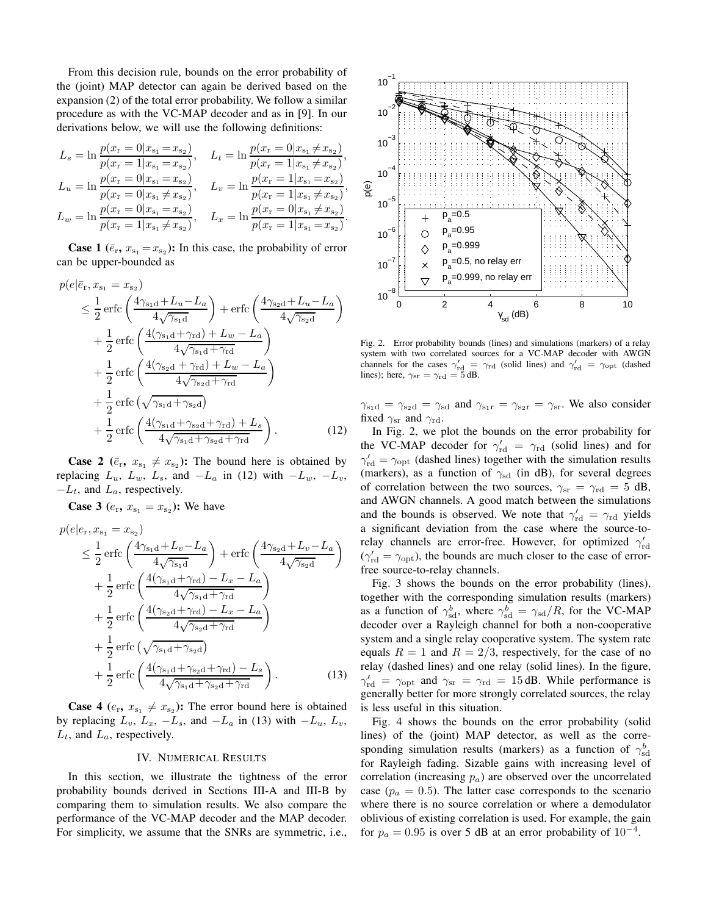From this decision rule, bounds on the error probability of the (joint) MAP detector can again be derived based on the expansion (2) of the total error probability. We follow a similar procedure as with the VC-MAP decoder and as in [9]. In our derivations below, we will use the following definitions:

$$L_s = \ln \frac{p(x_{\rm r}=0|x_{\rm s_1}=x_{\rm s_2})}{p(x_{\rm r}=1|x_{\rm s_1}=x_{\rm s_2})}, \quad L_t = \ln \frac{p(x_{\rm r}=0|x_{\rm s_1}\neq x_{\rm s_2})}{p(x_{\rm r}=1|x_{\rm s_1}\neq x_{\rm s_2})},$$
$$L_u = \ln \frac{p(x_{\rm r}=0|x_{\rm s_1}=x_{\rm s_2})}{p(x_{\rm r}=0|x_{\rm s_1}\neq x_{\rm s_2})}, \quad L_v = \ln \frac{p(x_{\rm r}=1|x_{\rm s_1}=x_{\rm s_2})}{p(x_{\rm r}=1|x_{\rm s_1}\neq x_{\rm s_2})},$$
$$L_w = \ln \frac{p(x_{\rm r}=0|x_{\rm s_1}=x_{\rm s_2})}{p(x_{\rm r}=1|x_{\rm s_1}\neq x_{\rm s_2})}, \quad L_x = \ln \frac{p(x_{\rm r}=0|x_{\rm s_1}\neq x_{\rm s_2})}{p(x_{\rm r}=1|x_{\rm s_1}=x_{\rm s_2})}.$$

**Case 1 ($\bar{e}_{\rm r}$, $x_{\rm s_1}=x_{\rm s_2}$):** In this case, the probability of error can be upper-bounded as

$$\begin{aligned}
p(e|\bar{e}_{\rm r}, x_{\rm s_1}=x_{\rm s_2}) &\le \frac{1}{2}\,\mathrm{erfc}\left(\frac{4\gamma_{\rm s_1d}+L_u-L_a}{4\sqrt{\gamma_{\rm s_1d}}}\right) + \mathrm{erfc}\left(\frac{4\gamma_{\rm s_2d}+L_u-L_a}{4\sqrt{\gamma_{\rm s_2d}}}\right) \\
&+ \frac{1}{2}\,\mathrm{erfc}\left(\frac{4(\gamma_{\rm s_1d}+\gamma_{\rm rd})+L_w-L_a}{4\sqrt{\gamma_{\rm s_1d}+\gamma_{\rm rd}}}\right) \\
&+ \frac{1}{2}\,\mathrm{erfc}\left(\frac{4(\gamma_{\rm s_2d}+\gamma_{\rm rd})+L_w-L_a}{4\sqrt{\gamma_{\rm s_2d}+\gamma_{\rm rd}}}\right) \\
&+ \frac{1}{2}\,\mathrm{erfc}\left(\sqrt{\gamma_{\rm s_1d}+\gamma_{\rm s_2d}}\right) \\
&+ \frac{1}{2}\,\mathrm{erfc}\left(\frac{4(\gamma_{\rm s_1d}+\gamma_{\rm s_2d}+\gamma_{\rm rd})+L_s}{4\sqrt{\gamma_{\rm s_1d}+\gamma_{\rm s_2d}+\gamma_{\rm rd}}}\right). \qquad (12)
\end{aligned}$$

**Case 2 ($\bar{e}_{\rm r}$, $x_{\rm s_1}\neq x_{\rm s_2}$):** The bound here is obtained by replacing $L_u$, $L_w$, $L_s$, and $-L_a$ in (12) with $-L_w$, $-L_v$, $-L_t$, and $L_a$, respectively.

**Case 3 ($e_{\rm r}$, $x_{\rm s_1}=x_{\rm s_2}$):** We have

$$\begin{aligned}
p(e|e_{\rm r}, x_{\rm s_1}=x_{\rm s_2}) &\le \frac{1}{2}\,\mathrm{erfc}\left(\frac{4\gamma_{\rm s_1d}+L_v-L_a}{4\sqrt{\gamma_{\rm s_1d}}}\right) + \mathrm{erfc}\left(\frac{4\gamma_{\rm s_2d}+L_v-L_a}{4\sqrt{\gamma_{\rm s_2d}}}\right) \\
&+ \frac{1}{2}\,\mathrm{erfc}\left(\frac{4(\gamma_{\rm s_1d}+\gamma_{\rm rd})-L_x-L_a}{4\sqrt{\gamma_{\rm s_1d}+\gamma_{\rm rd}}}\right) \\
&+ \frac{1}{2}\,\mathrm{erfc}\left(\frac{4(\gamma_{\rm s_2d}+\gamma_{\rm rd})-L_x-L_a}{4\sqrt{\gamma_{\rm s_2d}+\gamma_{\rm rd}}}\right) \\
&+ \frac{1}{2}\,\mathrm{erfc}\left(\sqrt{\gamma_{\rm s_1d}+\gamma_{\rm s_2d}}\right) \\
&+ \frac{1}{2}\,\mathrm{erfc}\left(\frac{4(\gamma_{\rm s_1d}+\gamma_{\rm s_2d}+\gamma_{\rm rd})-L_s}{4\sqrt{\gamma_{\rm s_1d}+\gamma_{\rm s_2d}+\gamma_{\rm rd}}}\right). \qquad (13)
\end{aligned}$$

**Case 4 ($e_{\rm r}$, $x_{\rm s_1}\neq x_{\rm s_2}$):** The error bound here is obtained by replacing $L_v$, $L_x$, $-L_s$, and $-L_a$ in (13) with $-L_u$, $L_v$, $L_t$, and $L_a$, respectively.

## IV. Numerical Results

In this section, we illustrate the tightness of the error probability bounds derived in Sections III-A and III-B by comparing them to simulation results. We also compare the performance of the VC-MAP decoder and the MAP decoder. For simplicity, we assume that the SNRs are symmetric, i.e., $\gamma_{\rm s_1d}=\gamma_{\rm s_2d}=\gamma_{\rm sd}$ and $\gamma_{\rm s_1r}=\gamma_{\rm s_2r}=\gamma_{\rm sr}$. We also consider fixed $\gamma_{\rm sr}$ and $\gamma_{\rm rd}$.

Fig. 2. Error probability bounds (lines) and simulations (markers) of a relay system with two correlated sources for a VC-MAP decoder with AWGN channels for the cases $\gamma'_{\rm rd}=\gamma_{\rm rd}$ (solid lines) and $\gamma'_{\rm rd}=\gamma_{\rm opt}$ (dashed lines); here, $\gamma_{\rm sr}=\gamma_{\rm rd}=5\,$dB.

In Fig. 2, we plot the bounds on the error probability for the VC-MAP decoder for $\gamma'_{\rm rd}=\gamma_{\rm rd}$ (solid lines) and for $\gamma'_{\rm rd}=\gamma_{\rm opt}$ (dashed lines) together with the simulation results (markers), as a function of $\gamma_{\rm sd}$ (in dB), for several degrees of correlation between the two sources, $\gamma_{\rm sr}=\gamma_{\rm rd}=5$ dB, and AWGN channels. A good match between the simulations and the bounds is observed. We note that $\gamma'_{\rm rd}=\gamma_{\rm rd}$ yields a significant deviation from the case where the source-to-relay channels are error-free. However, for optimized $\gamma'_{\rm rd}$ ($\gamma'_{\rm rd}=\gamma_{\rm opt}$), the bounds are much closer to the case of error-free source-to-relay channels.

Fig. 3 shows the bounds on the error probability (lines), together with the corresponding simulation results (markers) as a function of $\gamma^b_{\rm sd}$, where $\gamma^b_{\rm sd}=\gamma_{\rm sd}/R$, for the VC-MAP decoder over a Rayleigh channel for both a non-cooperative system and a single relay cooperative system. The system rate equals $R=1$ and $R=2/3$, respectively, for the case of no relay (dashed lines) and one relay (solid lines). In the figure, $\gamma'_{\rm rd}=\gamma_{\rm opt}$ and $\gamma_{\rm sr}=\gamma_{\rm rd}=15\,$dB. While performance is generally better for more strongly correlated sources, the relay is less useful in this situation.

Fig. 4 shows the bounds on the error probability (solid lines) of the (joint) MAP detector, as well as the corresponding simulation results (markers) as a function of $\gamma^b_{\rm sd}$ for Rayleigh fading. Sizable gains with increasing level of correlation (increasing $p_a$) are observed over the uncorrelated case ($p_a=0.5$). The latter case corresponds to the scenario where there is no source correlation or where a demodulator oblivious of existing correlation is used. For example, the gain for $p_a=0.95$ is over 5 dB at an error probability of $10^{-4}$.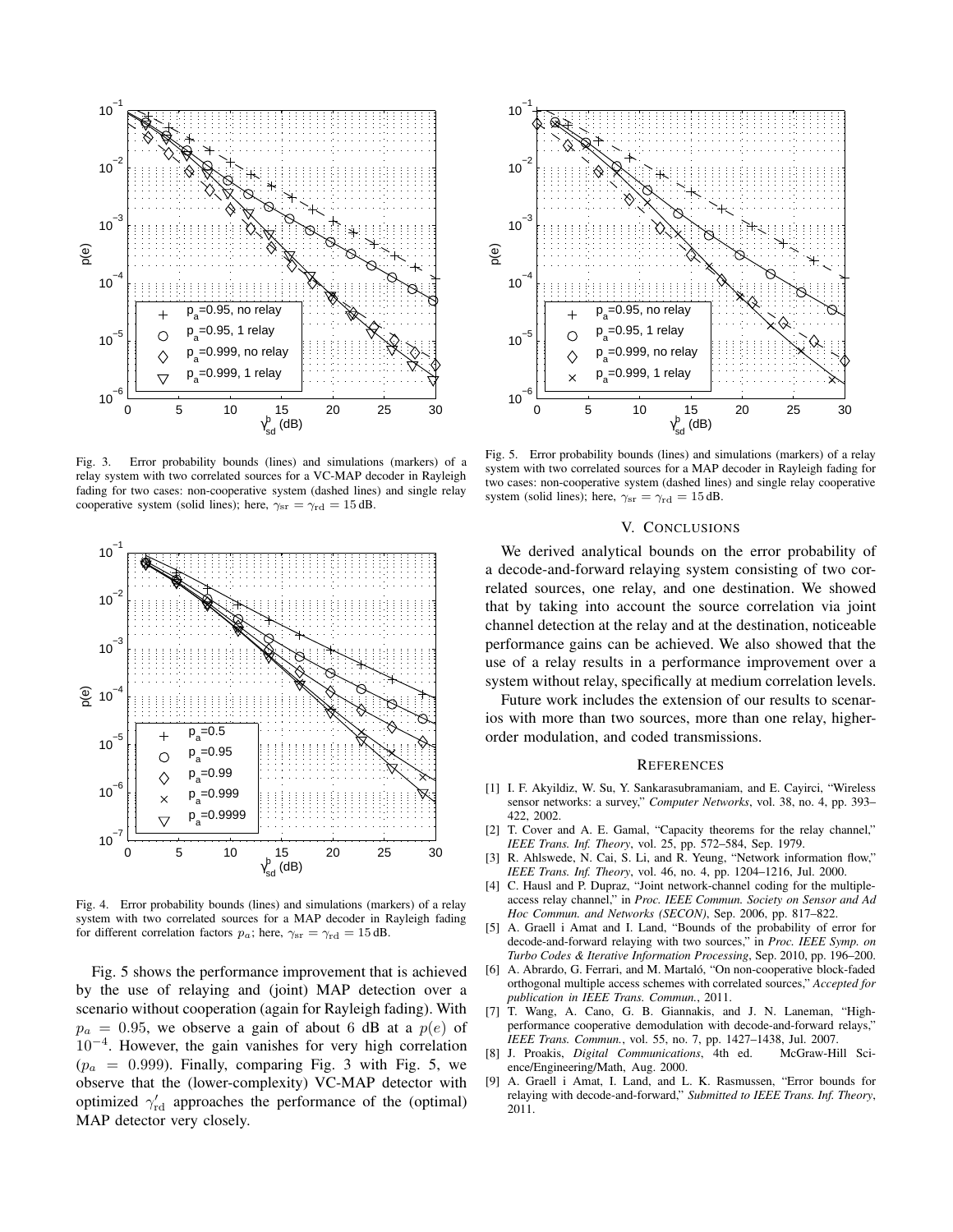10^−1
10^−2
10^−3
10^−4
10^−5
10^−6
p(e)
0 5 10 15 20 25 30
$\gamma^b_{sd}$ (dB)
p_a=0.95, no relay
p_a=0.95, 1 relay
p_a=0.999, no relay
p_a=0.999, 1 relay

Fig. 3. Error probability bounds (lines) and simulations (markers) of a relay system with two correlated sources for a VC-MAP decoder in Rayleigh fading for two cases: non-cooperative system (dashed lines) and single relay cooperative system (solid lines); here, $\gamma_{\rm sr} = \gamma_{\rm rd} = 15\,$dB.

10^−1
10^−2
10^−3
10^−4
10^−5
10^−6
10^−7
p(e)
0 5 10 15 20 25 30
$\gamma^b_{sd}$ (dB)
p_a=0.5
p_a=0.95
p_a=0.99
p_a=0.999
p_a=0.9999

Fig. 4. Error probability bounds (lines) and simulations (markers) of a relay system with two correlated sources for a MAP decoder in Rayleigh fading for different correlation factors $p_a$; here, $\gamma_{\rm sr} = \gamma_{\rm rd} = 15\,$dB.

Fig. 5 shows the performance improvement that is achieved by the use of relaying and (joint) MAP detection over a scenario without cooperation (again for Rayleigh fading). With $p_a = 0.95$, we observe a gain of about 6 dB at a $p(e)$ of $10^{-4}$. However, the gain vanishes for very high correlation ($p_a = 0.999$). Finally, comparing Fig. 3 with Fig. 5, we observe that the (lower-complexity) VC-MAP detector with optimized $\gamma'_{\rm rd}$ approaches the performance of the (optimal) MAP detector very closely.

10^−1
10^−2
10^−3
10^−4
10^−5
10^−6
p(e)
0 5 10 15 20 25 30
$\gamma^b_{sd}$ (dB)
p_a=0.95, no relay
p_a=0.95, 1 relay
p_a=0.999, no relay
p_a=0.999, 1 relay

Fig. 5. Error probability bounds (lines) and simulations (markers) of a relay system with two correlated sources for a MAP decoder in Rayleigh fading for two cases: non-cooperative system (dashed lines) and single relay cooperative system (solid lines); here, $\gamma_{\rm sr} = \gamma_{\rm rd} = 15\,$dB.

## V. Conclusions

We derived analytical bounds on the error probability of a decode-and-forward relaying system consisting of two correlated sources, one relay, and one destination. We showed that by taking into account the source correlation via joint channel detection at the relay and at the destination, noticeable performance gains can be achieved. We also showed that the use of a relay results in a performance improvement over a system without relay, specifically at medium correlation levels.

Future work includes the extension of our results to scenarios with more than two sources, more than one relay, higher-order modulation, and coded transmissions.

## References

[1] I. F. Akyildiz, W. Su, Y. Sankarasubramaniam, and E. Cayirci, "Wireless sensor networks: a survey," *Computer Networks*, vol. 38, no. 4, pp. 393–422, 2002.

[2] T. Cover and A. E. Gamal, "Capacity theorems for the relay channel," *IEEE Trans. Inf. Theory*, vol. 25, pp. 572–584, Sep. 1979.

[3] R. Ahlswede, N. Cai, S. Li, and R. Yeung, "Network information flow," *IEEE Trans. Inf. Theory*, vol. 46, no. 4, pp. 1204–1216, Jul. 2000.

[4] C. Hausl and P. Dupraz, "Joint network-channel coding for the multiple-access relay channel," in *Proc. IEEE Commun. Society on Sensor and Ad Hoc Commun. and Networks (SECON)*, Sep. 2006, pp. 817–822.

[5] A. Graell i Amat and I. Land, "Bounds of the probability of error for decode-and-forward relaying with two sources," in *Proc. IEEE Symp. on Turbo Codes & Iterative Information Processing*, Sep. 2010, pp. 196–200.

[6] A. Abrardo, G. Ferrari, and M. Martaló, "On non-cooperative block-faded orthogonal multiple access schemes with correlated sources," *Accepted for publication in IEEE Trans. Commun.*, 2011.

[7] T. Wang, A. Cano, G. B. Giannakis, and J. N. Laneman, "High-performance cooperative demodulation with decode-and-forward relays," *IEEE Trans. Commun.*, vol. 55, no. 7, pp. 1427–1438, Jul. 2007.

[8] J. Proakis, *Digital Communications*, 4th ed. McGraw-Hill Science/Engineering/Math, Aug. 2000.

[9] A. Graell i Amat, I. Land, and L. K. Rasmussen, "Error bounds for relaying with decode-and-forward," *Submitted to IEEE Trans. Inf. Theory*, 2011.